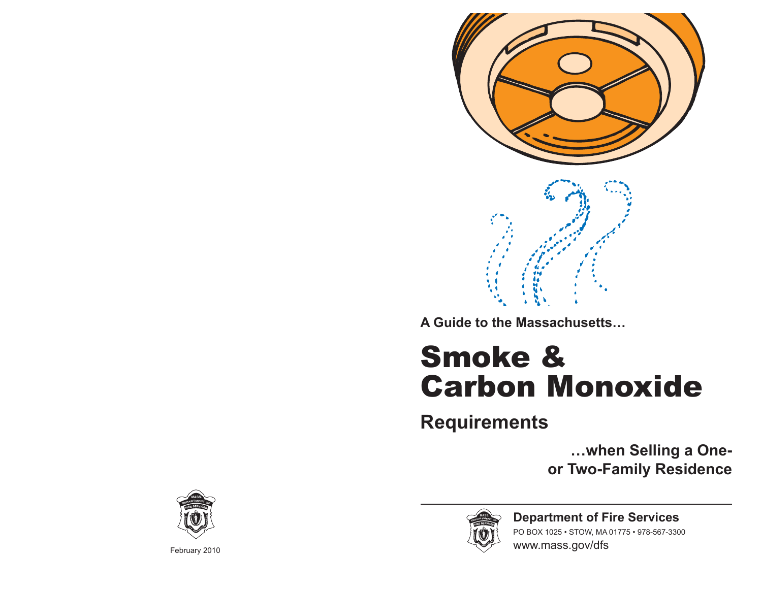February 2010

A Guide to the Massachusetts…

# Smoke & Carbon Monoxide

## Requirements

**…when Selling a One- or Two-Family Residence**

**Department of Fire Services**

PO BOX 1025 • STOW, MA 01775 • 978-567-3300

www.mass.gov/dfs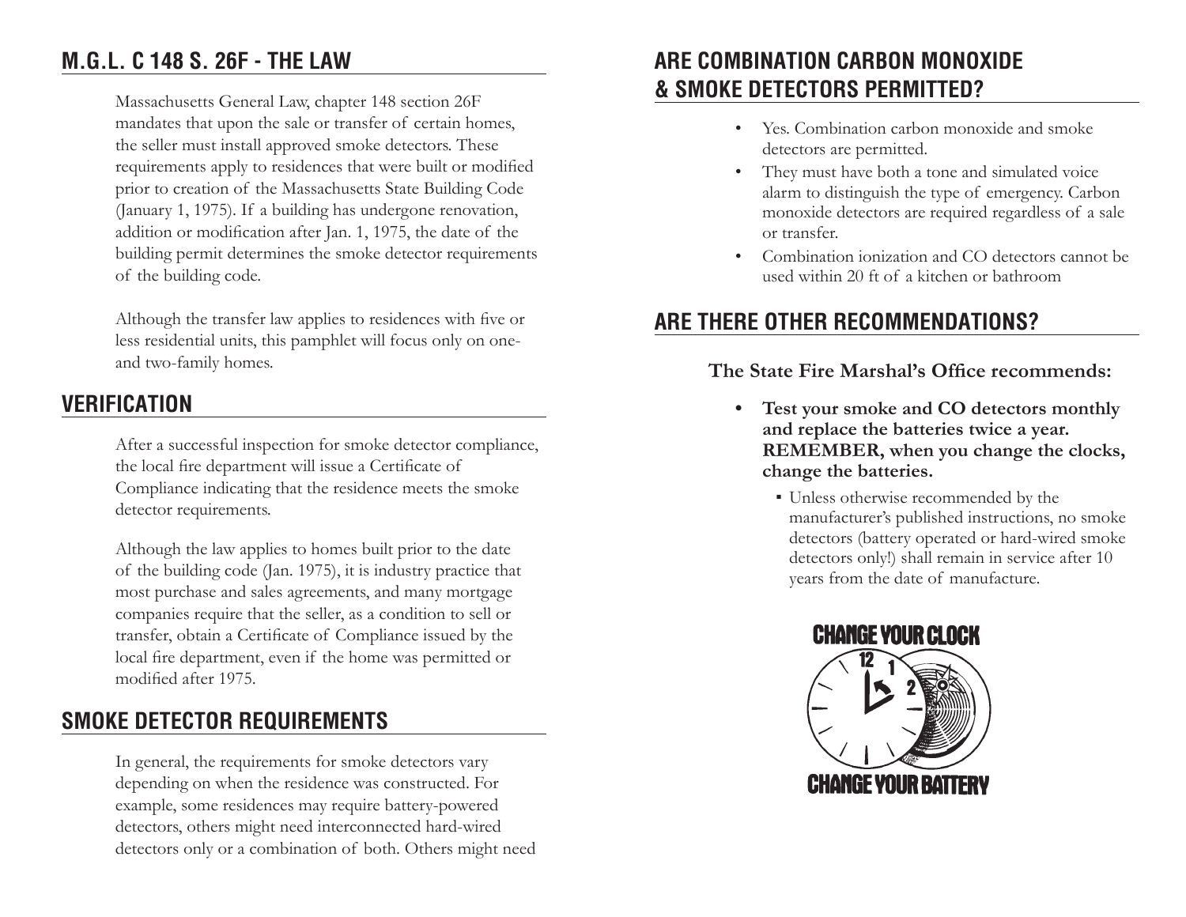## M.G.L. C 148 S. 26F - THE LAW

Massachusetts General Law, chapter 148 section 26F mandates that upon the sale or transfer of certain homes, the seller must install approved smoke detectors. These requirements apply to residences that were built or modified prior to creation of the Massachusetts State Building Code (January 1, 1975). If a building has undergone renovation, addition or modification after Jan. 1, 1975, the date of the building permit determines the smoke detector requirements of the building code.

Although the transfer law applies to residences with five or less residential units, this pamphlet will focus only on one- and two-family homes.

## VERIFICATION

After a successful inspection for smoke detector compliance, the local fire department will issue a Certificate of Compliance indicating that the residence meets the smoke detector requirements.

Although the law applies to homes built prior to the date of the building code (Jan. 1975), it is industry practice that most purchase and sales agreements, and many mortgage companies require that the seller, as a condition to sell or transfer, obtain a Certificate of Compliance issued by the local fire department, even if the home was permitted or modified after 1975.

## SMOKE DETECTOR REQUIREMENTS

In general, the requirements for smoke detectors vary depending on when the residence was constructed. For example, some residences may require battery-powered detectors, others might need interconnected hard-wired detectors only or a combination of both. Others might need

## ARE COMBINATION CARBON MONOXIDE & SMOKE DETECTORS PERMITTED?

- Yes. Combination carbon monoxide and smoke detectors are permitted.
- They must have both a tone and simulated voice alarm to distinguish the type of emergency. Carbon monoxide detectors are required regardless of a sale or transfer.
- Combination ionization and CO detectors cannot be used within 20 ft of a kitchen or bathroom

## ARE THERE OTHER RECOMMENDATIONS?

**The State Fire Marshal's Office recommends:**

- **Test your smoke and CO detectors monthly and replace the batteries twice a year. REMEMBER, when you change the clocks, change the batteries.**
  - Unless otherwise recommended by the manufacturer's published instructions, no smoke detectors (battery operated or hard-wired smoke detectors only!) shall remain in service after 10 years from the date of manufacture.

CHANGE YOUR CLOCK

CHANGE YOUR BATTERY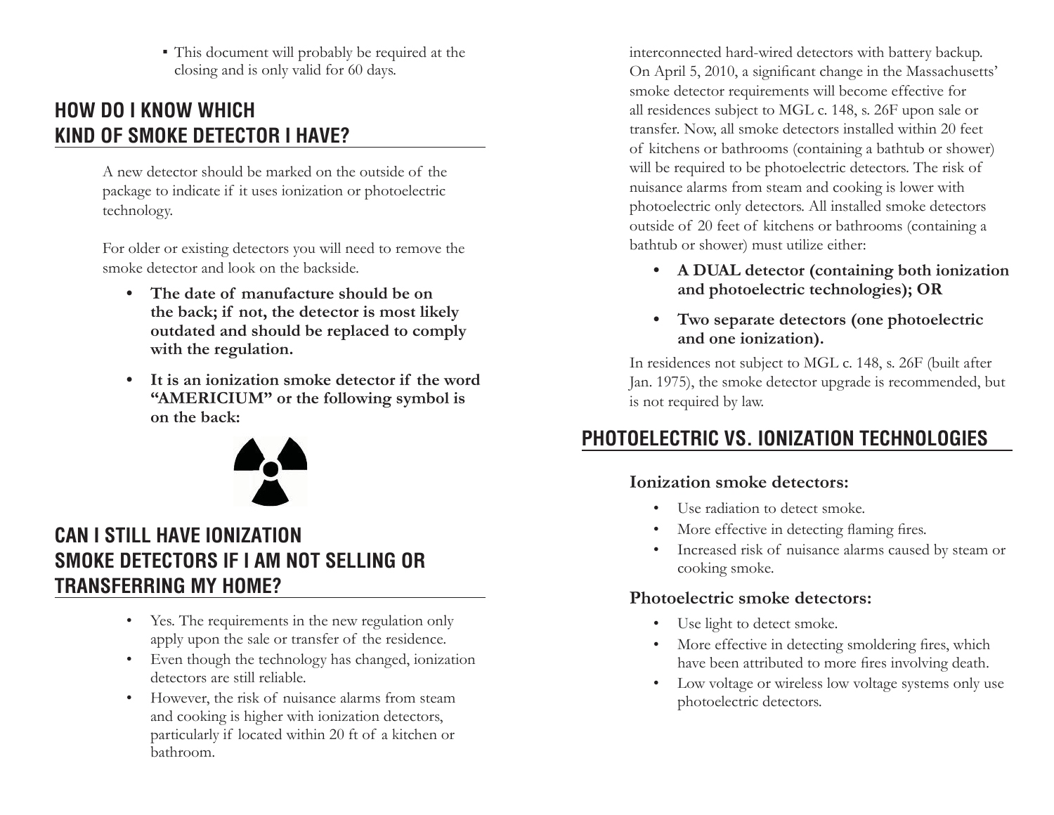- This document will probably be required at the closing and is only valid for 60 days.

## HOW DO I KNOW WHICH KIND OF SMOKE DETECTOR I HAVE?

A new detector should be marked on the outside of the package to indicate if it uses ionization or photoelectric technology.

For older or existing detectors you will need to remove the smoke detector and look on the backside.

- **The date of manufacture should be on the back; if not, the detector is most likely outdated and should be replaced to comply with the regulation.**
- **It is an ionization smoke detector if the word "AMERICIUM" or the following symbol is on the back:**

## CAN I STILL HAVE IONIZATION SMOKE DETECTORS IF I AM NOT SELLING OR TRANSFERRING MY HOME?

- Yes. The requirements in the new regulation only apply upon the sale or transfer of the residence.
- Even though the technology has changed, ionization detectors are still reliable.
- However, the risk of nuisance alarms from steam and cooking is higher with ionization detectors, particularly if located within 20 ft of a kitchen or bathroom.

interconnected hard-wired detectors with battery backup. On April 5, 2010, a significant change in the Massachusetts' smoke detector requirements will become effective for all residences subject to MGL c. 148, s. 26F upon sale or transfer. Now, all smoke detectors installed within 20 feet of kitchens or bathrooms (containing a bathtub or shower) will be required to be photoelectric detectors. The risk of nuisance alarms from steam and cooking is lower with photoelectric only detectors. All installed smoke detectors outside of 20 feet of kitchens or bathrooms (containing a bathtub or shower) must utilize either:

- **A DUAL detector (containing both ionization and photoelectric technologies); OR**
- **Two separate detectors (one photoelectric and one ionization).**

In residences not subject to MGL c. 148, s. 26F (built after Jan. 1975), the smoke detector upgrade is recommended, but is not required by law.

## PHOTOELECTRIC VS. IONIZATION TECHNOLOGIES

### Ionization smoke detectors:

- Use radiation to detect smoke.
- More effective in detecting flaming fires.
- Increased risk of nuisance alarms caused by steam or cooking smoke.

### Photoelectric smoke detectors:

- Use light to detect smoke.
- More effective in detecting smoldering fires, which have been attributed to more fires involving death.
- Low voltage or wireless low voltage systems only use photoelectric detectors.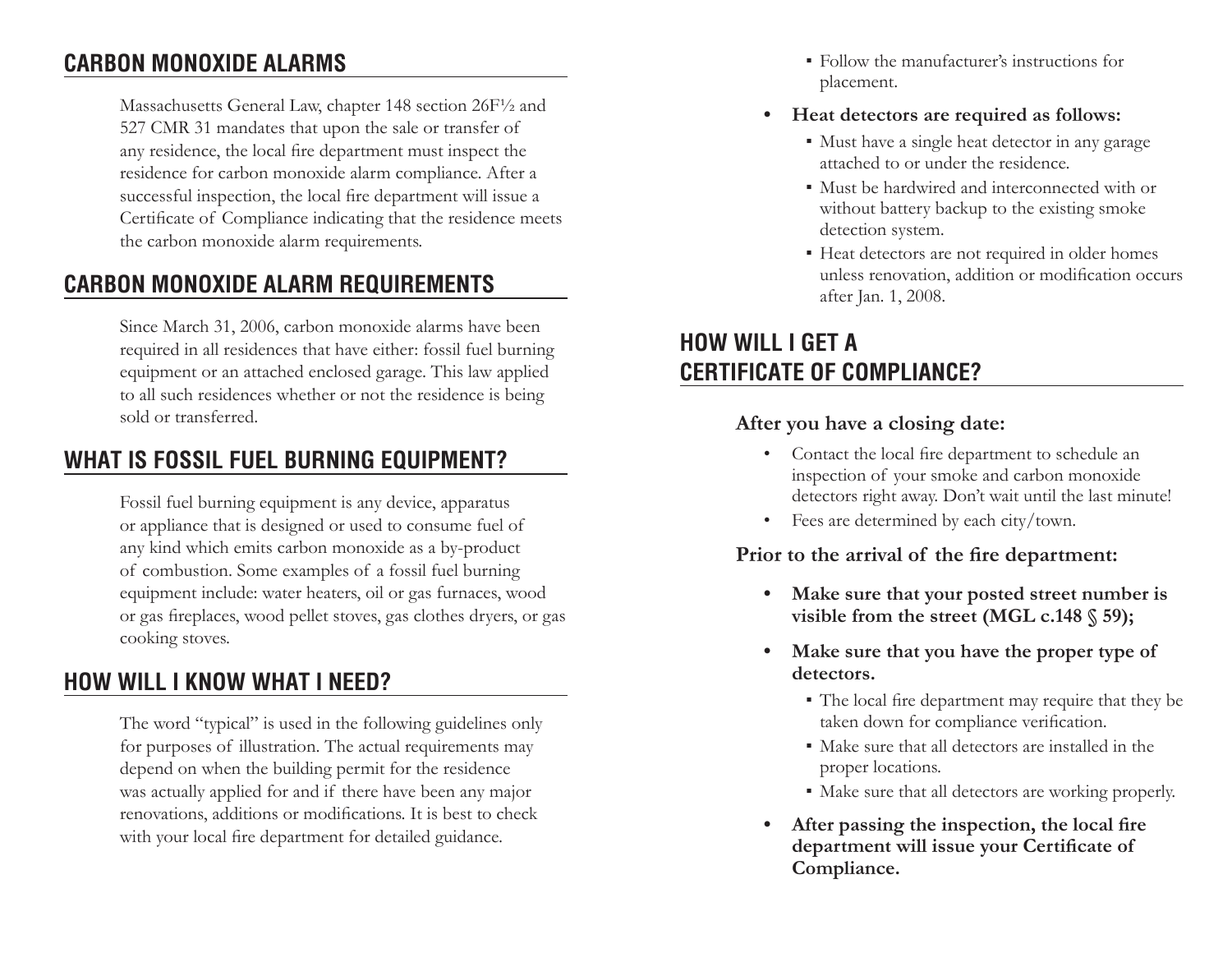## CARBON MONOXIDE ALARMS

Massachusetts General Law, chapter 148 section 26F½ and 527 CMR 31 mandates that upon the sale or transfer of any residence, the local fire department must inspect the residence for carbon monoxide alarm compliance. After a successful inspection, the local fire department will issue a Certificate of Compliance indicating that the residence meets the carbon monoxide alarm requirements.

## CARBON MONOXIDE ALARM REQUIREMENTS

Since March 31, 2006, carbon monoxide alarms have been required in all residences that have either: fossil fuel burning equipment or an attached enclosed garage. This law applied to all such residences whether or not the residence is being sold or transferred.

## WHAT IS FOSSIL FUEL BURNING EQUIPMENT?

Fossil fuel burning equipment is any device, apparatus or appliance that is designed or used to consume fuel of any kind which emits carbon monoxide as a by-product of combustion. Some examples of a fossil fuel burning equipment include: water heaters, oil or gas furnaces, wood or gas fireplaces, wood pellet stoves, gas clothes dryers, or gas cooking stoves.

## HOW WILL I KNOW WHAT I NEED?

The word "typical" is used in the following guidelines only for purposes of illustration. The actual requirements may depend on when the building permit for the residence was actually applied for and if there have been any major renovations, additions or modifications. It is best to check with your local fire department for detailed guidance.

  - Follow the manufacturer's instructions for placement.

- **Heat detectors are required as follows:**
  - Must have a single heat detector in any garage attached to or under the residence.
  - Must be hardwired and interconnected with or without battery backup to the existing smoke detection system.
  - Heat detectors are not required in older homes unless renovation, addition or modification occurs after Jan. 1, 2008.

## HOW WILL I GET A CERTIFICATE OF COMPLIANCE?

**After you have a closing date:**

- Contact the local fire department to schedule an inspection of your smoke and carbon monoxide detectors right away. Don't wait until the last minute!
- Fees are determined by each city/town.

**Prior to the arrival of the fire department:**

- **Make sure that your posted street number is visible from the street (MGL c.148 § 59);**
- **Make sure that you have the proper type of detectors.**
  - The local fire department may require that they be taken down for compliance verification.
  - Make sure that all detectors are installed in the proper locations.
  - Make sure that all detectors are working properly.
- **After passing the inspection, the local fire department will issue your Certificate of Compliance.**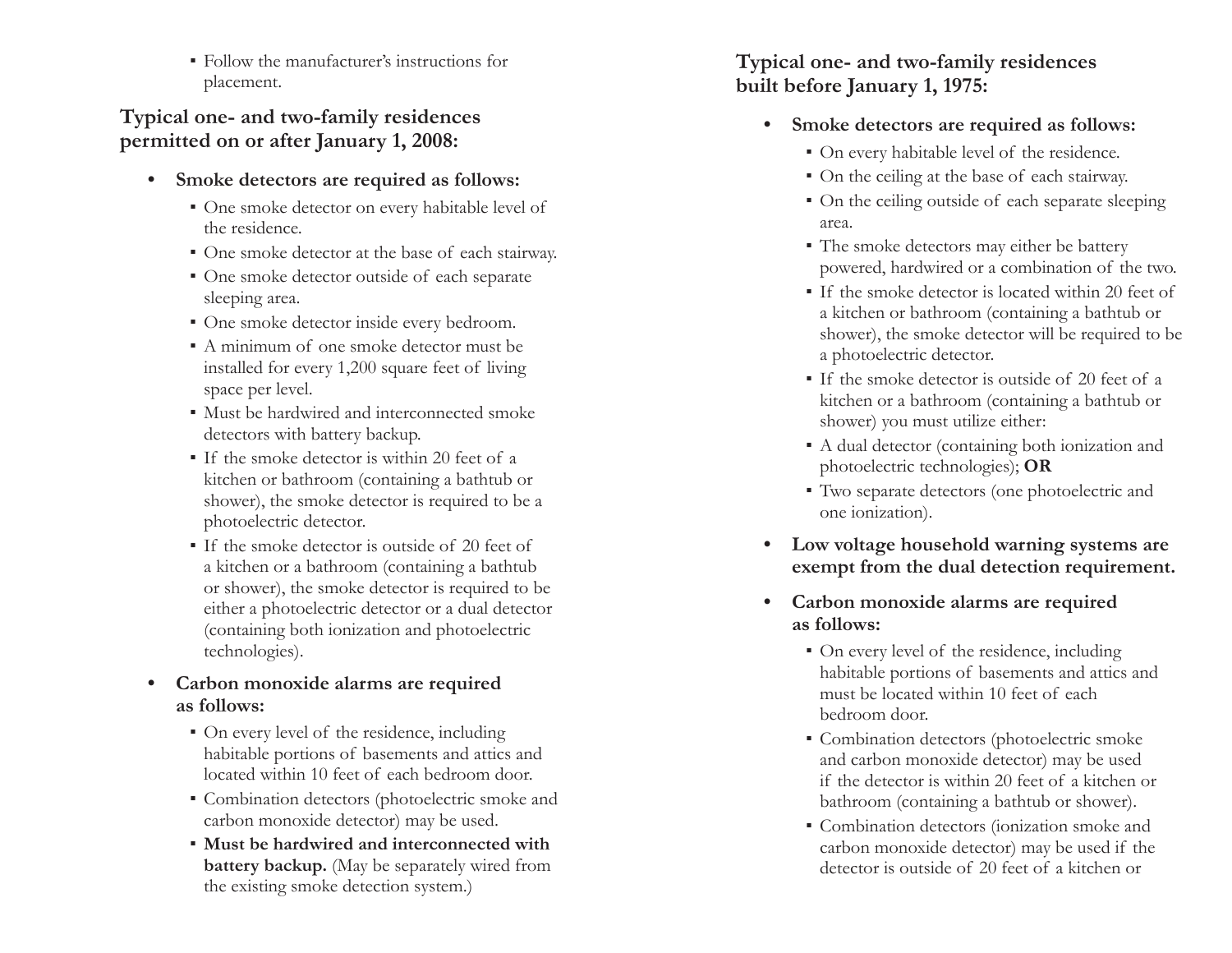- Follow the manufacturer's instructions for placement.

## Typical one- and two-family residences permitted on or after January 1, 2008:

- **Smoke detectors are required as follows:**
  - One smoke detector on every habitable level of the residence.
  - One smoke detector at the base of each stairway.
  - One smoke detector outside of each separate sleeping area.
  - One smoke detector inside every bedroom.
  - A minimum of one smoke detector must be installed for every 1,200 square feet of living space per level.
  - Must be hardwired and interconnected smoke detectors with battery backup.
  - If the smoke detector is within 20 feet of a kitchen or bathroom (containing a bathtub or shower), the smoke detector is required to be a photoelectric detector.
  - If the smoke detector is outside of 20 feet of a kitchen or a bathroom (containing a bathtub or shower), the smoke detector is required to be either a photoelectric detector or a dual detector (containing both ionization and photoelectric technologies).
- **Carbon monoxide alarms are required as follows:**
  - On every level of the residence, including habitable portions of basements and attics and located within 10 feet of each bedroom door.
  - Combination detectors (photoelectric smoke and carbon monoxide detector) may be used.
  - **Must be hardwired and interconnected with battery backup.** (May be separately wired from the existing smoke detection system.)

## Typical one- and two-family residences built before January 1, 1975:

- **Smoke detectors are required as follows:**
  - On every habitable level of the residence.
  - On the ceiling at the base of each stairway.
  - On the ceiling outside of each separate sleeping area.
  - The smoke detectors may either be battery powered, hardwired or a combination of the two.
  - If the smoke detector is located within 20 feet of a kitchen or bathroom (containing a bathtub or shower), the smoke detector will be required to be a photoelectric detector.
  - If the smoke detector is outside of 20 feet of a kitchen or a bathroom (containing a bathtub or shower) you must utilize either:
  - A dual detector (containing both ionization and photoelectric technologies); **OR**
  - Two separate detectors (one photoelectric and one ionization).
- **Low voltage household warning systems are exempt from the dual detection requirement.**
- **Carbon monoxide alarms are required as follows:**
  - On every level of the residence, including habitable portions of basements and attics and must be located within 10 feet of each bedroom door.
  - Combination detectors (photoelectric smoke and carbon monoxide detector) may be used if the detector is within 20 feet of a kitchen or bathroom (containing a bathtub or shower).
  - Combination detectors (ionization smoke and carbon monoxide detector) may be used if the detector is outside of 20 feet of a kitchen or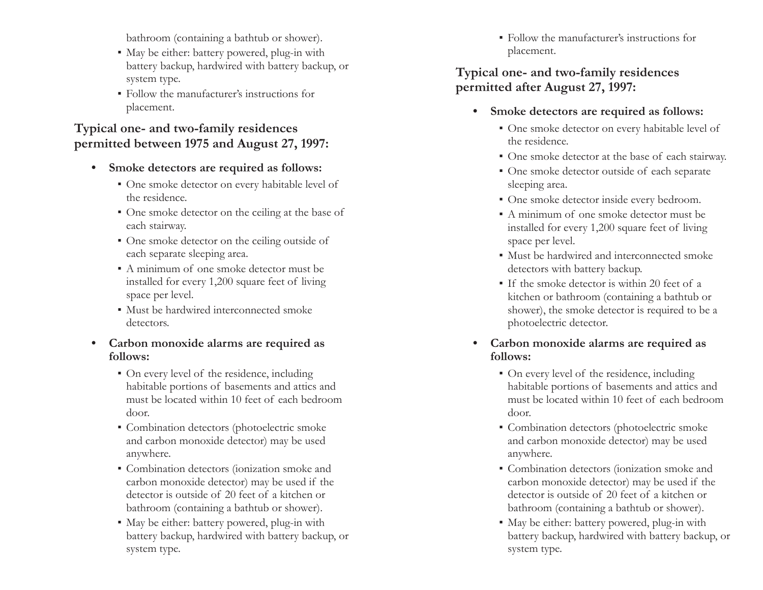bathroom (containing a bathtub or shower).

- May be either: battery powered, plug-in with battery backup, hardwired with battery backup, or system type.
- Follow the manufacturer's instructions for placement.

## Typical one- and two-family residences permitted between 1975 and August 27, 1997:

- **Smoke detectors are required as follows:**
  - One smoke detector on every habitable level of the residence.
  - One smoke detector on the ceiling at the base of each stairway.
  - One smoke detector on the ceiling outside of each separate sleeping area.
  - A minimum of one smoke detector must be installed for every 1,200 square feet of living space per level.
  - Must be hardwired interconnected smoke detectors.
- **Carbon monoxide alarms are required as follows:**
  - On every level of the residence, including habitable portions of basements and attics and must be located within 10 feet of each bedroom door.
  - Combination detectors (photoelectric smoke and carbon monoxide detector) may be used anywhere.
  - Combination detectors (ionization smoke and carbon monoxide detector) may be used if the detector is outside of 20 feet of a kitchen or bathroom (containing a bathtub or shower).
  - May be either: battery powered, plug-in with battery backup, hardwired with battery backup, or system type.
  - Follow the manufacturer's instructions for placement.

## Typical one- and two-family residences permitted after August 27, 1997:

- **Smoke detectors are required as follows:**
  - One smoke detector on every habitable level of the residence.
  - One smoke detector at the base of each stairway.
  - One smoke detector outside of each separate sleeping area.
  - One smoke detector inside every bedroom.
  - A minimum of one smoke detector must be installed for every 1,200 square feet of living space per level.
  - Must be hardwired and interconnected smoke detectors with battery backup.
  - If the smoke detector is within 20 feet of a kitchen or bathroom (containing a bathtub or shower), the smoke detector is required to be a photoelectric detector.
- **Carbon monoxide alarms are required as follows:**
  - On every level of the residence, including habitable portions of basements and attics and must be located within 10 feet of each bedroom door.
  - Combination detectors (photoelectric smoke and carbon monoxide detector) may be used anywhere.
  - Combination detectors (ionization smoke and carbon monoxide detector) may be used if the detector is outside of 20 feet of a kitchen or bathroom (containing a bathtub or shower).
  - May be either: battery powered, plug-in with battery backup, hardwired with battery backup, or system type.